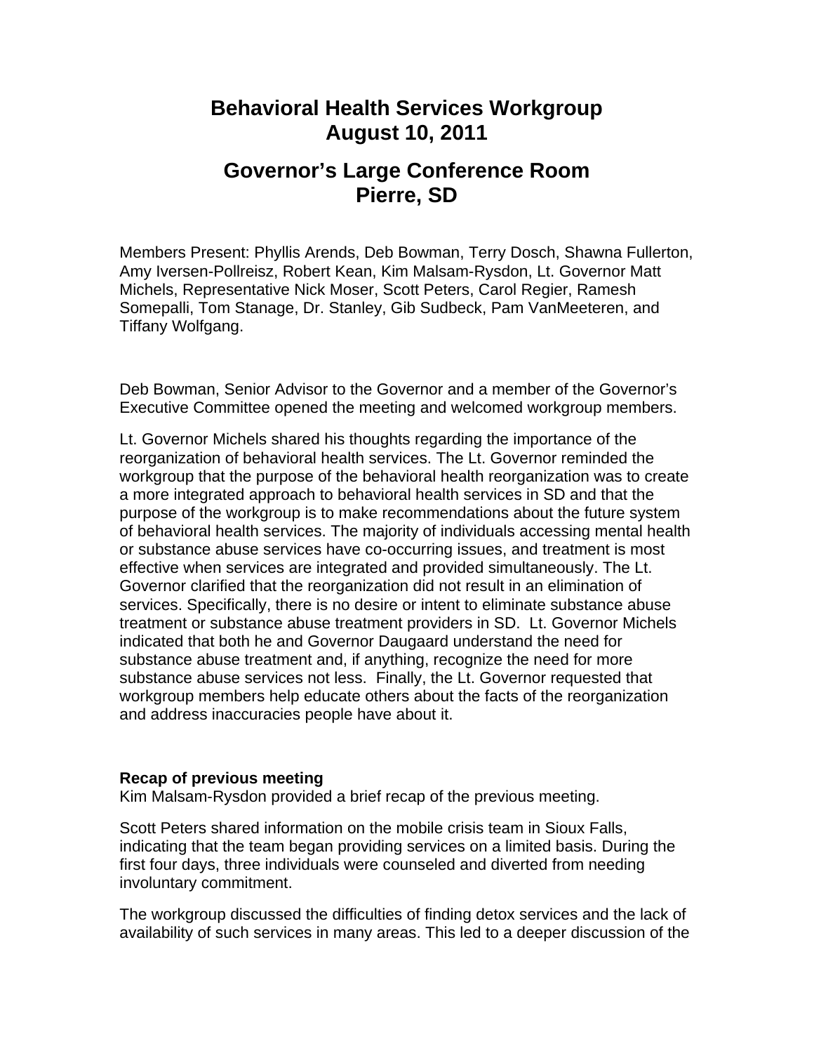# Behavioral Health Services Workgroup
# August 10, 2011

## Governor's Large Conference Room
## Pierre, SD

Members Present: Phyllis Arends, Deb Bowman, Terry Dosch, Shawna Fullerton, Amy Iversen-Pollreisz, Robert Kean, Kim Malsam-Rysdon, Lt. Governor Matt Michels, Representative Nick Moser, Scott Peters, Carol Regier, Ramesh Somepalli, Tom Stanage, Dr. Stanley, Gib Sudbeck, Pam VanMeeteren, and Tiffany Wolfgang.

Deb Bowman, Senior Advisor to the Governor and a member of the Governor's Executive Committee opened the meeting and welcomed workgroup members.

Lt. Governor Michels shared his thoughts regarding the importance of the reorganization of behavioral health services. The Lt. Governor reminded the workgroup that the purpose of the behavioral health reorganization was to create a more integrated approach to behavioral health services in SD and that the purpose of the workgroup is to make recommendations about the future system of behavioral health services. The majority of individuals accessing mental health or substance abuse services have co-occurring issues, and treatment is most effective when services are integrated and provided simultaneously. The Lt. Governor clarified that the reorganization did not result in an elimination of services. Specifically, there is no desire or intent to eliminate substance abuse treatment or substance abuse treatment providers in SD. Lt. Governor Michels indicated that both he and Governor Daugaard understand the need for substance abuse treatment and, if anything, recognize the need for more substance abuse services not less. Finally, the Lt. Governor requested that workgroup members help educate others about the facts of the reorganization and address inaccuracies people have about it.

**Recap of previous meeting**
Kim Malsam-Rysdon provided a brief recap of the previous meeting.

Scott Peters shared information on the mobile crisis team in Sioux Falls, indicating that the team began providing services on a limited basis. During the first four days, three individuals were counseled and diverted from needing involuntary commitment.

The workgroup discussed the difficulties of finding detox services and the lack of availability of such services in many areas. This led to a deeper discussion of the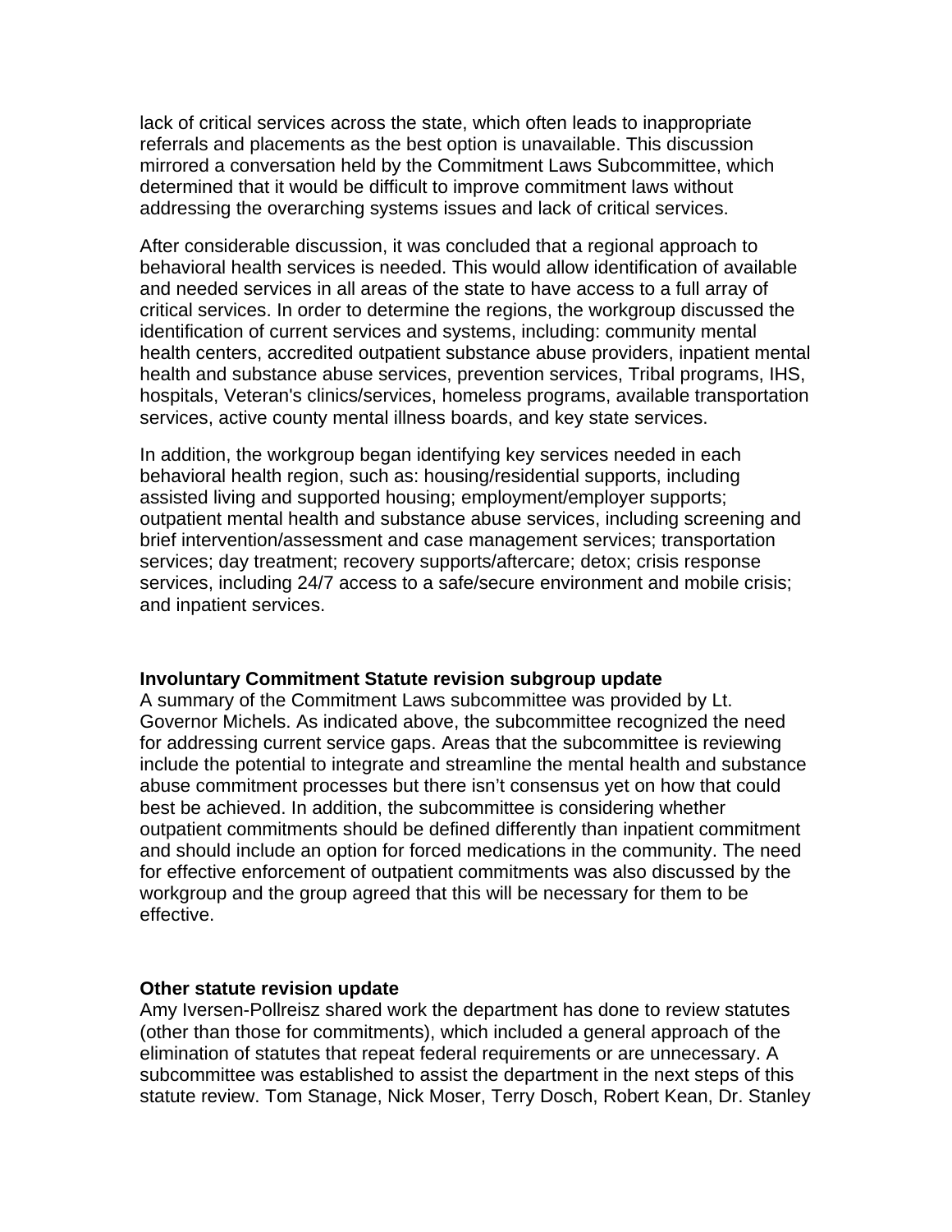lack of critical services across the state, which often leads to inappropriate referrals and placements as the best option is unavailable. This discussion mirrored a conversation held by the Commitment Laws Subcommittee, which determined that it would be difficult to improve commitment laws without addressing the overarching systems issues and lack of critical services.

After considerable discussion, it was concluded that a regional approach to behavioral health services is needed. This would allow identification of available and needed services in all areas of the state to have access to a full array of critical services. In order to determine the regions, the workgroup discussed the identification of current services and systems, including: community mental health centers, accredited outpatient substance abuse providers, inpatient mental health and substance abuse services, prevention services, Tribal programs, IHS, hospitals, Veteran's clinics/services, homeless programs, available transportation services, active county mental illness boards, and key state services.

In addition, the workgroup began identifying key services needed in each behavioral health region, such as: housing/residential supports, including assisted living and supported housing; employment/employer supports; outpatient mental health and substance abuse services, including screening and brief intervention/assessment and case management services; transportation services; day treatment; recovery supports/aftercare; detox; crisis response services, including 24/7 access to a safe/secure environment and mobile crisis; and inpatient services.

**Involuntary Commitment Statute revision subgroup update**
A summary of the Commitment Laws subcommittee was provided by Lt. Governor Michels. As indicated above, the subcommittee recognized the need for addressing current service gaps. Areas that the subcommittee is reviewing include the potential to integrate and streamline the mental health and substance abuse commitment processes but there isn't consensus yet on how that could best be achieved. In addition, the subcommittee is considering whether outpatient commitments should be defined differently than inpatient commitment and should include an option for forced medications in the community. The need for effective enforcement of outpatient commitments was also discussed by the workgroup and the group agreed that this will be necessary for them to be effective.

**Other statute revision update**
Amy Iversen-Pollreisz shared work the department has done to review statutes (other than those for commitments), which included a general approach of the elimination of statutes that repeat federal requirements or are unnecessary. A subcommittee was established to assist the department in the next steps of this statute review. Tom Stanage, Nick Moser, Terry Dosch, Robert Kean, Dr. Stanley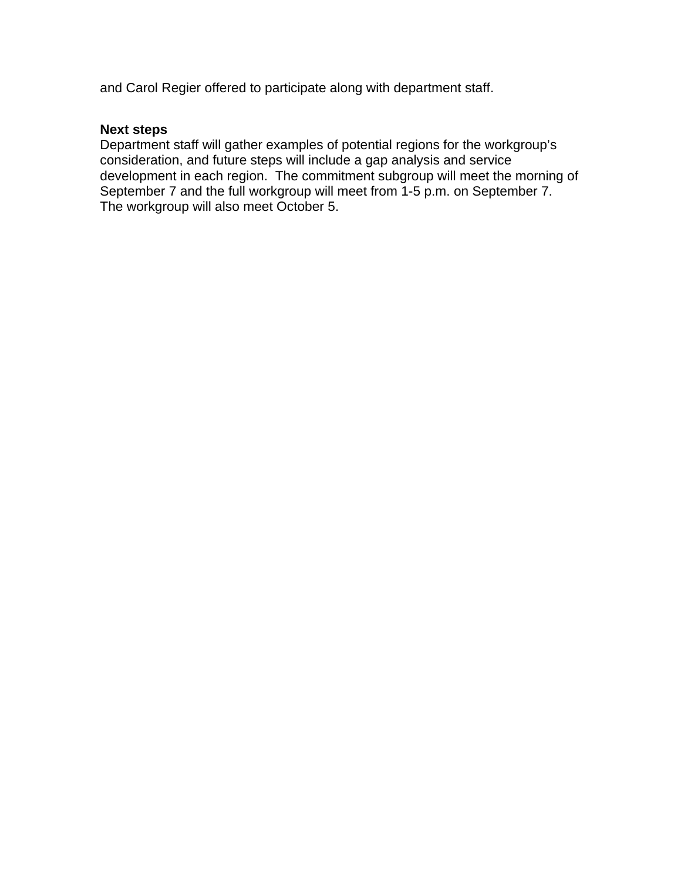and Carol Regier offered to participate along with department staff.

**Next steps**

Department staff will gather examples of potential regions for the workgroup's consideration, and future steps will include a gap analysis and service development in each region. The commitment subgroup will meet the morning of September 7 and the full workgroup will meet from 1-5 p.m. on September 7. The workgroup will also meet October 5.